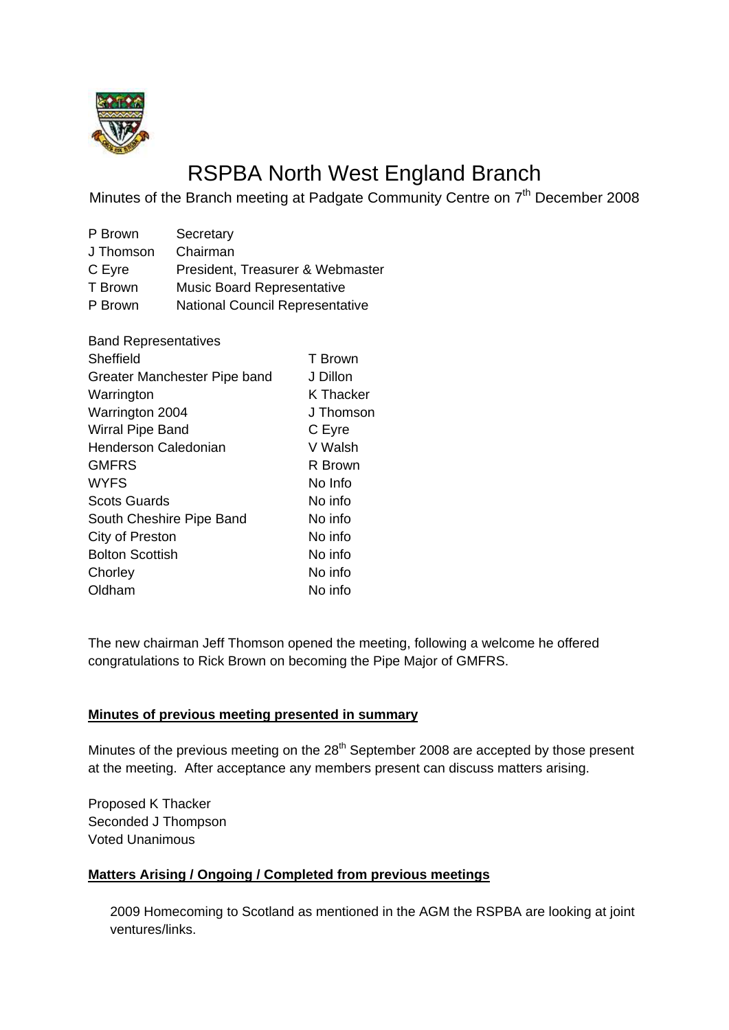# RSPBA North West England Branch

Minutes of the Branch meeting at Padgate Community Centre on 7th December 2008

| | |
|---|---|
| P Brown | Secretary |
| J Thomson | Chairman |
| C Eyre | President, Treasurer & Webmaster |
| T Brown | Music Board Representative |
| P Brown | National Council Representative |

| Band Representatives | |
|---|---|
| Sheffield | T Brown |
| Greater Manchester Pipe band | J Dillon |
| Warrington | K Thacker |
| Warrington 2004 | J Thomson |
| Wirral Pipe Band | C Eyre |
| Henderson Caledonian | V Walsh |
| GMFRS | R Brown |
| WYFS | No Info |
| Scots Guards | No info |
| South Cheshire Pipe Band | No info |
| City of Preston | No info |
| Bolton Scottish | No info |
| Chorley | No info |
| Oldham | No info |

The new chairman Jeff Thomson opened the meeting, following a welcome he offered congratulations to Rick Brown on becoming the Pipe Major of GMFRS.

**Minutes of previous meeting presented in summary**

Minutes of the previous meeting on the 28th September 2008 are accepted by those present at the meeting. After acceptance any members present can discuss matters arising.

Proposed K Thacker
Seconded J Thompson
Voted Unanimous

**Matters Arising / Ongoing / Completed from previous meetings**

2009 Homecoming to Scotland as mentioned in the AGM the RSPBA are looking at joint ventures/links.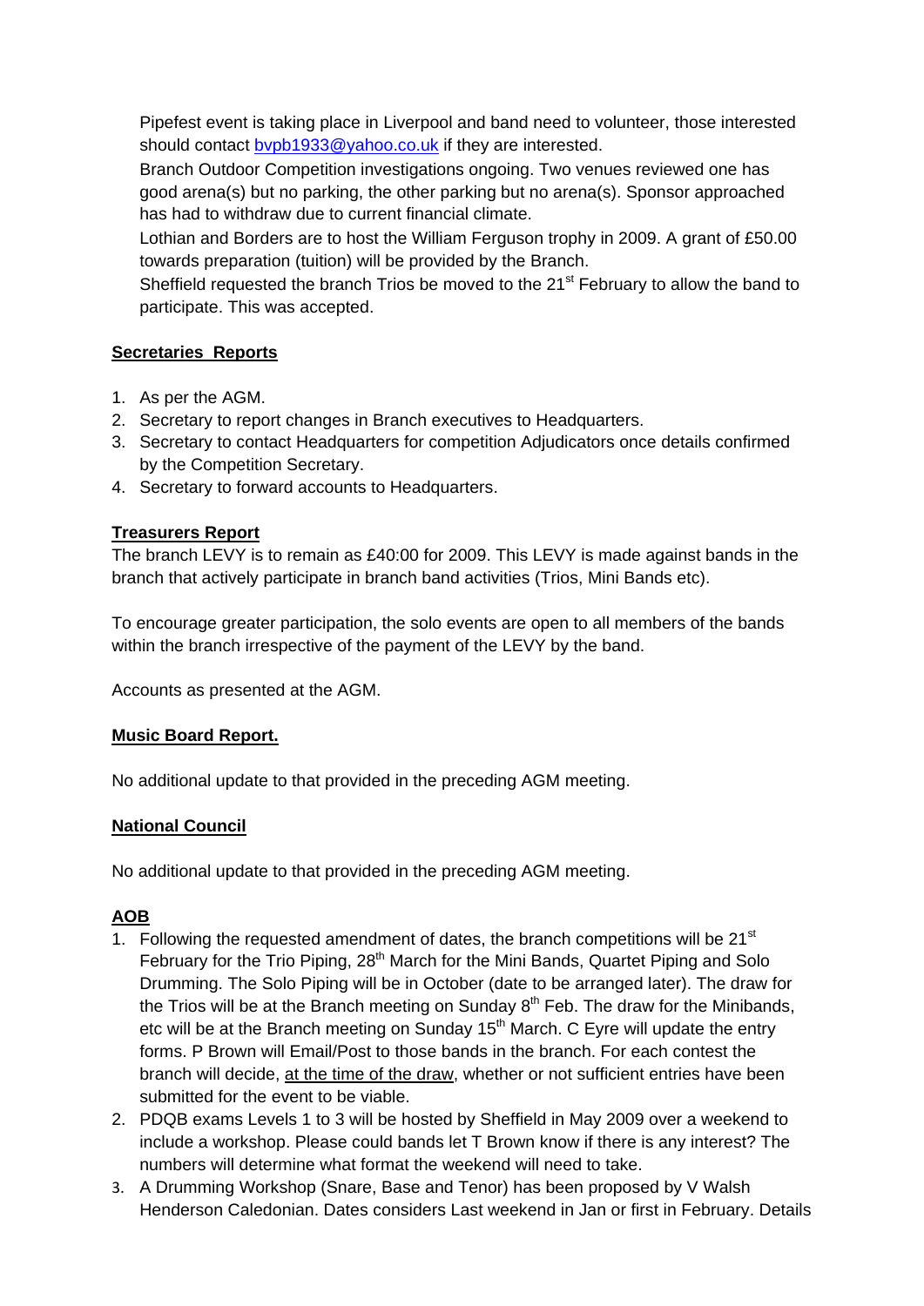Pipefest event is taking place in Liverpool and band need to volunteer, those interested should contact bvpb1933@yahoo.co.uk if they are interested.

Branch Outdoor Competition investigations ongoing. Two venues reviewed one has good arena(s) but no parking, the other parking but no arena(s). Sponsor approached has had to withdraw due to current financial climate.

Lothian and Borders are to host the William Ferguson trophy in 2009. A grant of £50.00 towards preparation (tuition) will be provided by the Branch.

Sheffield requested the branch Trios be moved to the 21st February to allow the band to participate. This was accepted.

## Secretaries Reports

1. As per the AGM.
2. Secretary to report changes in Branch executives to Headquarters.
3. Secretary to contact Headquarters for competition Adjudicators once details confirmed by the Competition Secretary.
4. Secretary to forward accounts to Headquarters.

## Treasurers Report

The branch LEVY is to remain as £40:00 for 2009. This LEVY is made against bands in the branch that actively participate in branch band activities (Trios, Mini Bands etc).

To encourage greater participation, the solo events are open to all members of the bands within the branch irrespective of the payment of the LEVY by the band.

Accounts as presented at the AGM.

## Music Board Report.

No additional update to that provided in the preceding AGM meeting.

## National Council

No additional update to that provided in the preceding AGM meeting.

## AOB

1. Following the requested amendment of dates, the branch competitions will be 21st February for the Trio Piping, 28th March for the Mini Bands, Quartet Piping and Solo Drumming. The Solo Piping will be in October (date to be arranged later). The draw for the Trios will be at the Branch meeting on Sunday 8th Feb. The draw for the Minibands, etc will be at the Branch meeting on Sunday 15th March. C Eyre will update the entry forms. P Brown will Email/Post to those bands in the branch. For each contest the branch will decide, at the time of the draw, whether or not sufficient entries have been submitted for the event to be viable.
2. PDQB exams Levels 1 to 3 will be hosted by Sheffield in May 2009 over a weekend to include a workshop. Please could bands let T Brown know if there is any interest? The numbers will determine what format the weekend will need to take.
3. A Drumming Workshop (Snare, Base and Tenor) has been proposed by V Walsh Henderson Caledonian. Dates considers Last weekend in Jan or first in February. Details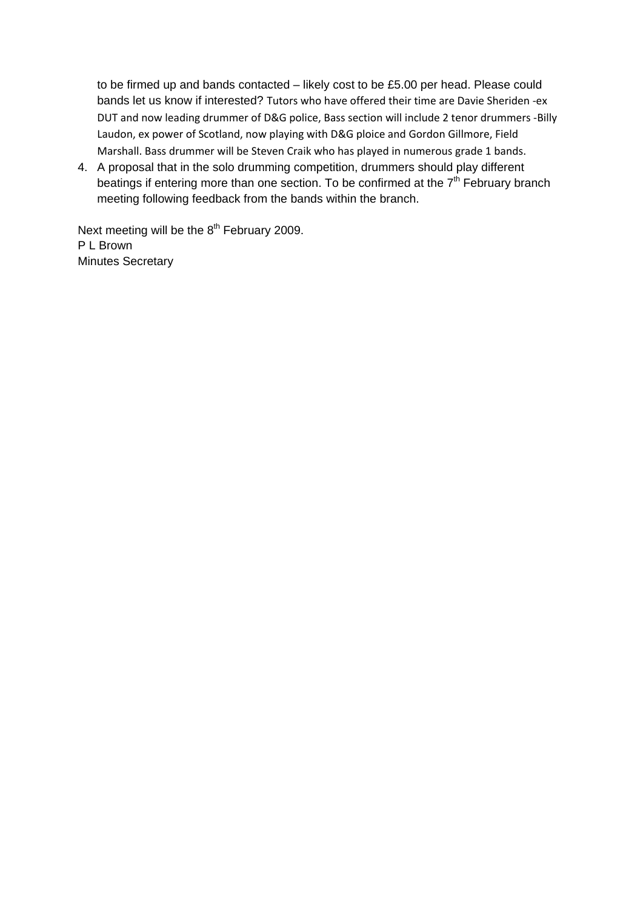to be firmed up and bands contacted – likely cost to be £5.00 per head. Please could bands let us know if interested? Tutors who have offered their time are Davie Sheriden -ex DUT and now leading drummer of D&G police, Bass section will include 2 tenor drummers -Billy Laudon, ex power of Scotland, now playing with D&G ploice and Gordon Gillmore, Field Marshall. Bass drummer will be Steven Craik who has played in numerous grade 1 bands.

4. A proposal that in the solo drumming competition, drummers should play different beatings if entering more than one section. To be confirmed at the 7th February branch meeting following feedback from the bands within the branch.

Next meeting will be the 8th February 2009.
P L Brown
Minutes Secretary